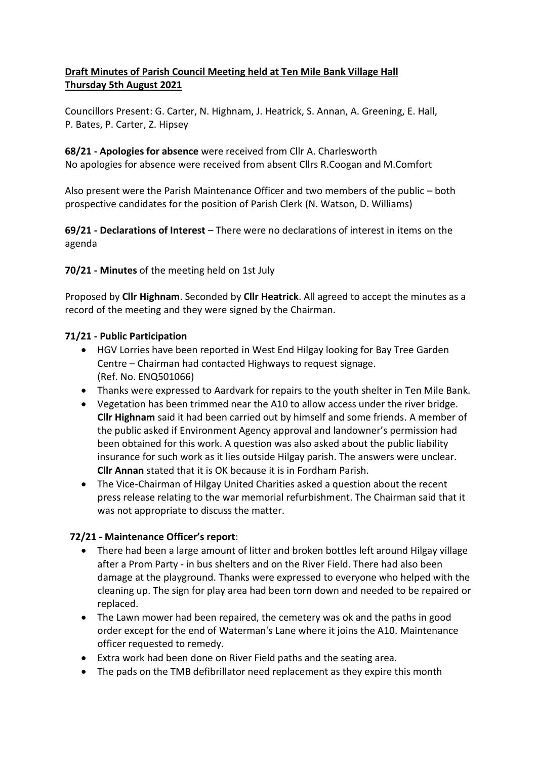**Draft Minutes of Parish Council Meeting held at Ten Mile Bank Village Hall**
**Thursday 5th August 2021**

Councillors Present: G. Carter, N. Highnam, J. Heatrick, S. Annan, A. Greening, E. Hall, P. Bates, P. Carter, Z. Hipsey

**68/21 - Apologies for absence** were received from Cllr A. Charlesworth
No apologies for absence were received from absent Cllrs R.Coogan and M.Comfort

Also present were the Parish Maintenance Officer and two members of the public – both prospective candidates for the position of Parish Clerk (N. Watson, D. Williams)

**69/21 - Declarations of Interest** – There were no declarations of interest in items on the agenda

**70/21 - Minutes** of the meeting held on 1st July

Proposed by **Cllr Highnam**. Seconded by **Cllr Heatrick**. All agreed to accept the minutes as a record of the meeting and they were signed by the Chairman.

**71/21 - Public Participation**

- HGV Lorries have been reported in West End Hilgay looking for Bay Tree Garden Centre – Chairman had contacted Highways to request signage. (Ref. No. ENQ501066)
- Thanks were expressed to Aardvark for repairs to the youth shelter in Ten Mile Bank.
- Vegetation has been trimmed near the A10 to allow access under the river bridge. **Cllr Highnam** said it had been carried out by himself and some friends. A member of the public asked if Environment Agency approval and landowner's permission had been obtained for this work. A question was also asked about the public liability insurance for such work as it lies outside Hilgay parish. The answers were unclear. **Cllr Annan** stated that it is OK because it is in Fordham Parish.
- The Vice-Chairman of Hilgay United Charities asked a question about the recent press release relating to the war memorial refurbishment. The Chairman said that it was not appropriate to discuss the matter.

**72/21 - Maintenance Officer's report**:

- There had been a large amount of litter and broken bottles left around Hilgay village after a Prom Party - in bus shelters and on the River Field. There had also been damage at the playground. Thanks were expressed to everyone who helped with the cleaning up. The sign for play area had been torn down and needed to be repaired or replaced.
- The Lawn mower had been repaired, the cemetery was ok and the paths in good order except for the end of Waterman's Lane where it joins the A10. Maintenance officer requested to remedy.
- Extra work had been done on River Field paths and the seating area.
- The pads on the TMB defibrillator need replacement as they expire this month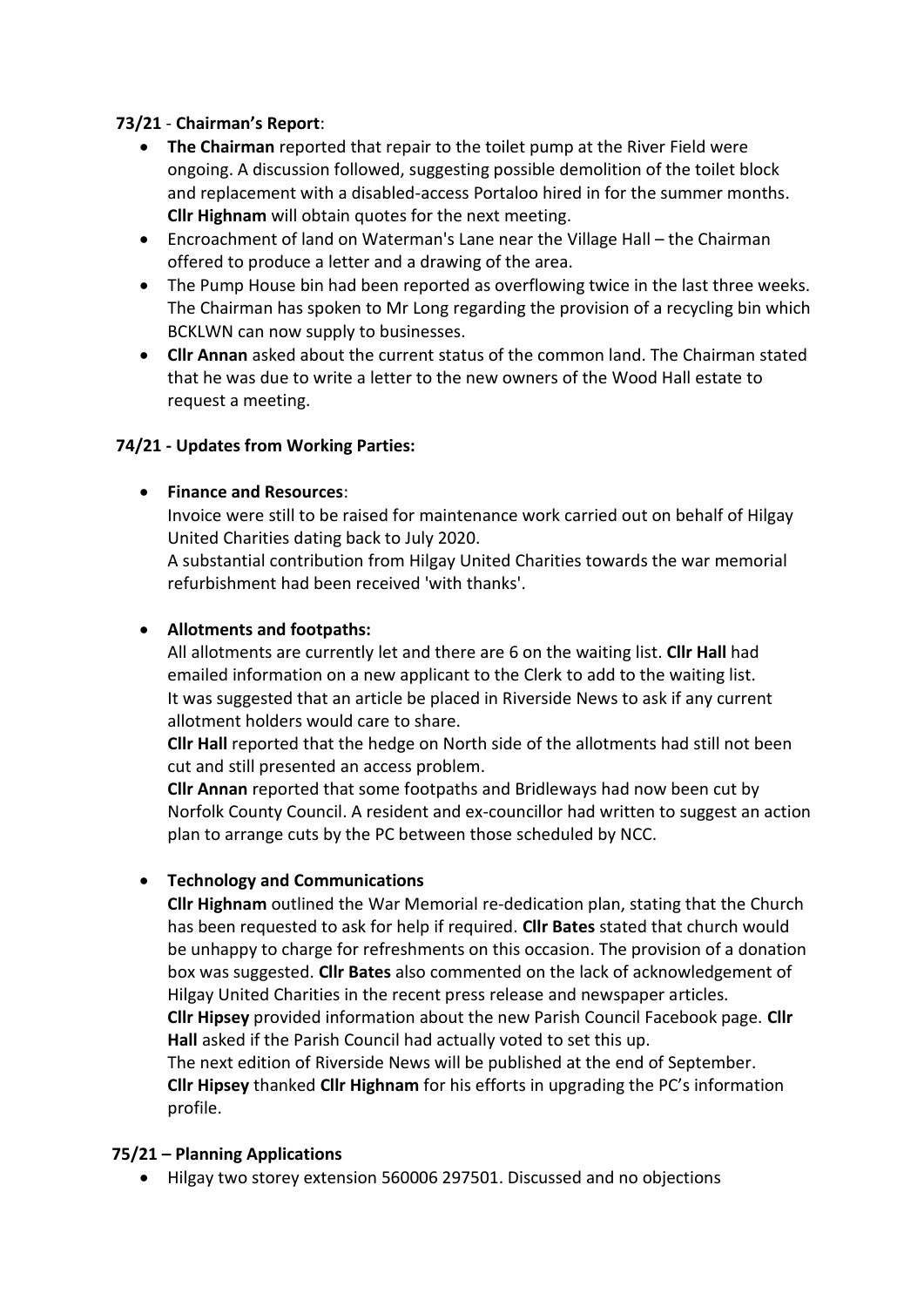**73/21** - **Chairman's Report**:

- **The Chairman** reported that repair to the toilet pump at the River Field were ongoing. A discussion followed, suggesting possible demolition of the toilet block and replacement with a disabled-access Portaloo hired in for the summer months. **Cllr Highnam** will obtain quotes for the next meeting.
- Encroachment of land on Waterman's Lane near the Village Hall – the Chairman offered to produce a letter and a drawing of the area.
- The Pump House bin had been reported as overflowing twice in the last three weeks. The Chairman has spoken to Mr Long regarding the provision of a recycling bin which BCKLWN can now supply to businesses.
- **Cllr Annan** asked about the current status of the common land. The Chairman stated that he was due to write a letter to the new owners of the Wood Hall estate to request a meeting.

**74/21 - Updates from Working Parties:**

- **Finance and Resources**:
  Invoice were still to be raised for maintenance work carried out on behalf of Hilgay United Charities dating back to July 2020.
  A substantial contribution from Hilgay United Charities towards the war memorial refurbishment had been received 'with thanks'.

- **Allotments and footpaths:**
  All allotments are currently let and there are 6 on the waiting list. **Cllr Hall** had emailed information on a new applicant to the Clerk to add to the waiting list.
  It was suggested that an article be placed in Riverside News to ask if any current allotment holders would care to share.
  **Cllr Hall** reported that the hedge on North side of the allotments had still not been cut and still presented an access problem.
  **Cllr Annan** reported that some footpaths and Bridleways had now been cut by Norfolk County Council. A resident and ex-councillor had written to suggest an action plan to arrange cuts by the PC between those scheduled by NCC.

- **Technology and Communications**
  **Cllr Highnam** outlined the War Memorial re-dedication plan, stating that the Church has been requested to ask for help if required. **Cllr Bates** stated that church would be unhappy to charge for refreshments on this occasion. The provision of a donation box was suggested. **Cllr Bates** also commented on the lack of acknowledgement of Hilgay United Charities in the recent press release and newspaper articles.
  **Cllr Hipsey** provided information about the new Parish Council Facebook page. **Cllr Hall** asked if the Parish Council had actually voted to set this up.
  The next edition of Riverside News will be published at the end of September.
  **Cllr Hipsey** thanked **Cllr Highnam** for his efforts in upgrading the PC's information profile.

**75/21 – Planning Applications**

- Hilgay two storey extension 560006 297501. Discussed and no objections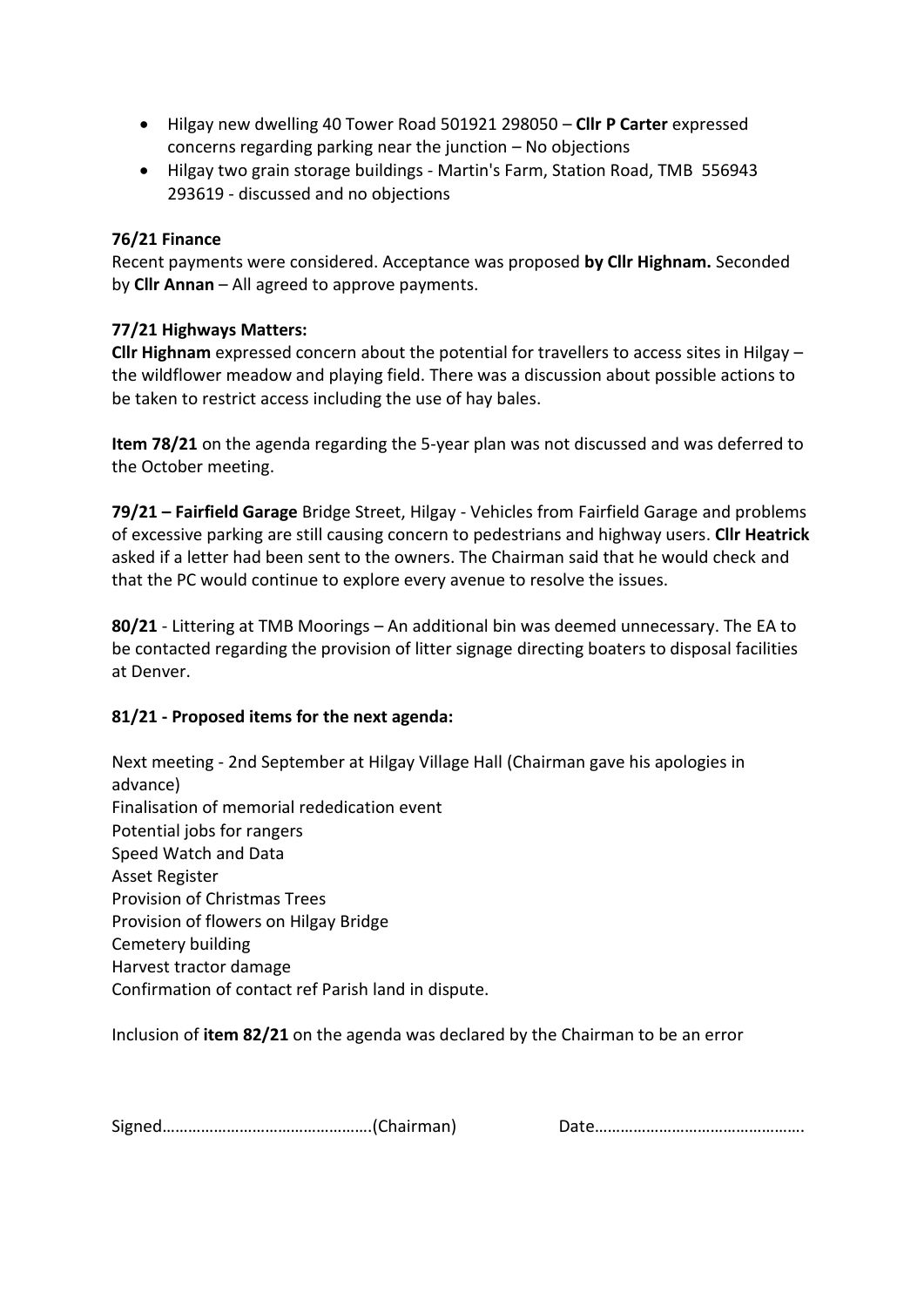- Hilgay new dwelling 40 Tower Road 501921 298050 – **Cllr P Carter** expressed concerns regarding parking near the junction – No objections
- Hilgay two grain storage buildings - Martin's Farm, Station Road, TMB 556943 293619 - discussed and no objections

**76/21 Finance**

Recent payments were considered. Acceptance was proposed **by Cllr Highnam.** Seconded by **Cllr Annan** – All agreed to approve payments.

**77/21 Highways Matters:**

**Cllr Highnam** expressed concern about the potential for travellers to access sites in Hilgay – the wildflower meadow and playing field. There was a discussion about possible actions to be taken to restrict access including the use of hay bales.

**Item 78/21** on the agenda regarding the 5-year plan was not discussed and was deferred to the October meeting.

**79/21 – Fairfield Garage** Bridge Street, Hilgay - Vehicles from Fairfield Garage and problems of excessive parking are still causing concern to pedestrians and highway users. **Cllr Heatrick** asked if a letter had been sent to the owners. The Chairman said that he would check and that the PC would continue to explore every avenue to resolve the issues.

**80/21** - Littering at TMB Moorings – An additional bin was deemed unnecessary. The EA to be contacted regarding the provision of litter signage directing boaters to disposal facilities at Denver.

**81/21 - Proposed items for the next agenda:**

Next meeting - 2nd September at Hilgay Village Hall (Chairman gave his apologies in advance)
Finalisation of memorial rededication event
Potential jobs for rangers
Speed Watch and Data
Asset Register
Provision of Christmas Trees
Provision of flowers on Hilgay Bridge
Cemetery building
Harvest tractor damage
Confirmation of contact ref Parish land in dispute.

Inclusion of **item 82/21** on the agenda was declared by the Chairman to be an error

Signed…………………………………………(Chairman) Date………………………………………….